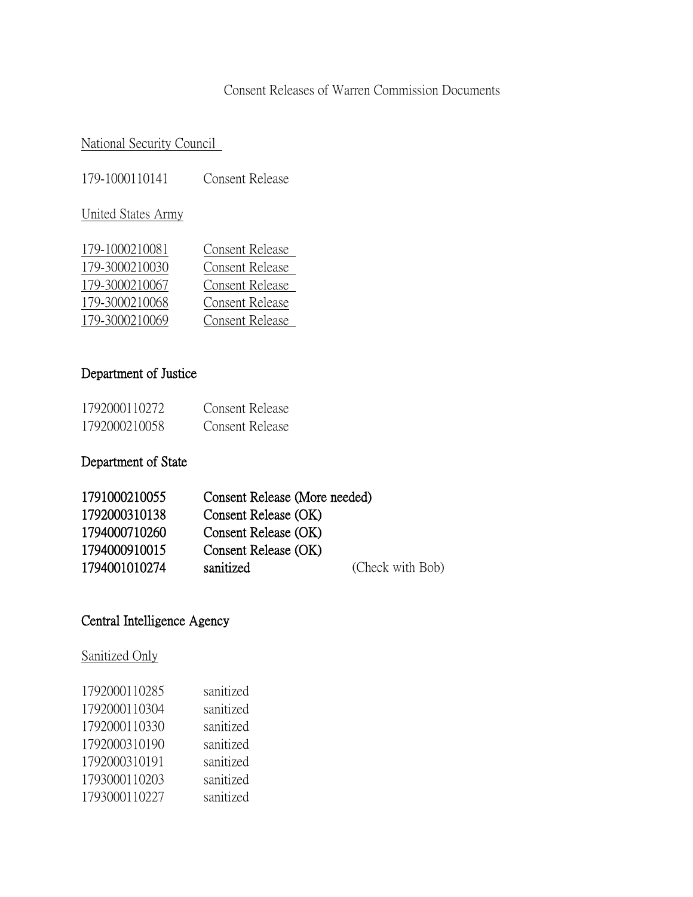# Consent Releases of Warren Commission Documents

National Security Council

179-1000110141 Consent Release

United States Army

179-1000210081 Consent Release
179-3000210030 Consent Release
179-3000210067 Consent Release
179-3000210068 Consent Release
179-3000210069 Consent Release

## Department of Justice

1792000110272 Consent Release
1792000210058 Consent Release

## Department of State

**1791000210055 Consent Release (More needed)**
**1792000310138 Consent Release (OK)**
**1794000710260 Consent Release (OK)**
**1794000910015 Consent Release (OK)**
**1794001010274 sanitized** (Check with Bob)

## Central Intelligence Agency

Sanitized Only

1792000110285 sanitized
1792000110304 sanitized
1792000110330 sanitized
1792000310190 sanitized
1792000310191 sanitized
1793000110203 sanitized
1793000110227 sanitized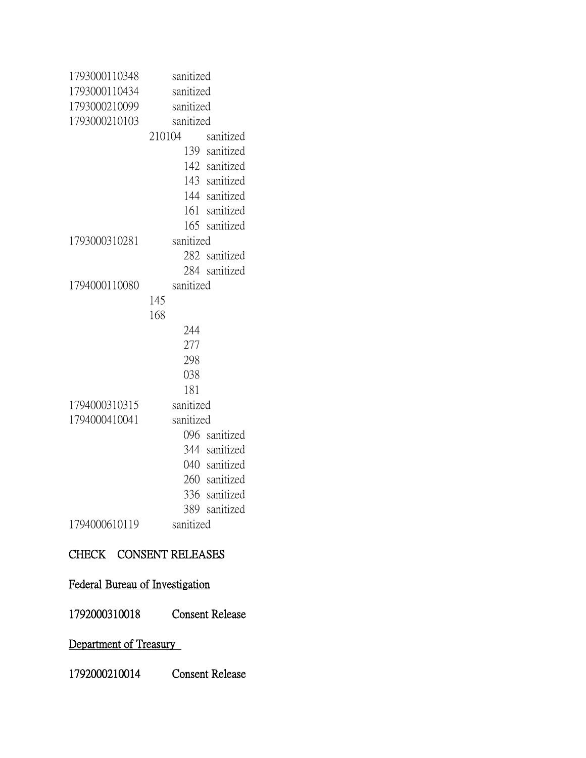```
1793000110348      sanitized
1793000110434      sanitized
1793000210099      sanitized
1793000210103      sanitized
             210104      sanitized
                   139   sanitized
                   142   sanitized
                   143   sanitized
                   144   sanitized
                   161   sanitized
                   165   sanitized
1793000310281      sanitized
                   282   sanitized
                   284   sanitized
1794000110080      sanitized
             145
             168
                   244
                   277
                   298
                   038
                   181
1794000310315      sanitized
1794000410041      sanitized
                   096   sanitized
                   344   sanitized
                   040   sanitized
                   260   sanitized
                   336   sanitized
                   389   sanitized
1794000610119      sanitized
```

**CHECK CONSENT RELEASES**

**Federal Bureau of Investigation**

**1792000310018 Consent Release**

**Department of Treasury**

**1792000210014 Consent Release**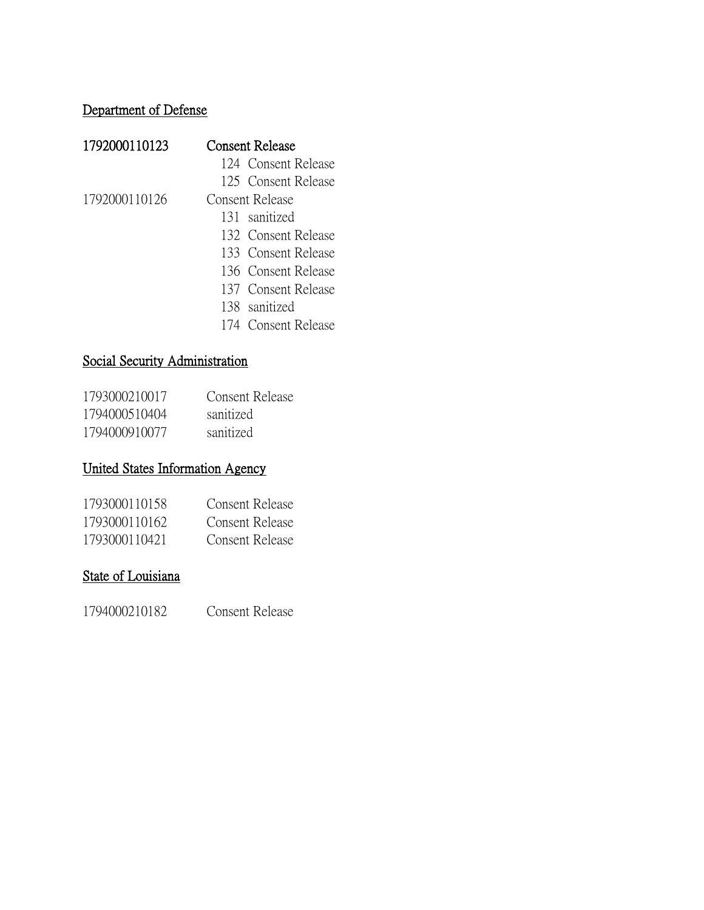## Department of Defense

| | |
|---|---|
| **1792000110123** | **Consent Release** |
| 124 | Consent Release |
| 125 | Consent Release |
| 1792000110126 | Consent Release |
| 131 | sanitized |
| 132 | Consent Release |
| 133 | Consent Release |
| 136 | Consent Release |
| 137 | Consent Release |
| 138 | sanitized |
| 174 | Consent Release |

## Social Security Administration

| | |
|---|---|
| 1793000210017 | Consent Release |
| 1794000510404 | sanitized |
| 1794000910077 | sanitized |

## United States Information Agency

| | |
|---|---|
| 1793000110158 | Consent Release |
| 1793000110162 | Consent Release |
| 1793000110421 | Consent Release |

## State of Louisiana

| | |
|---|---|
| 1794000210182 | Consent Release |